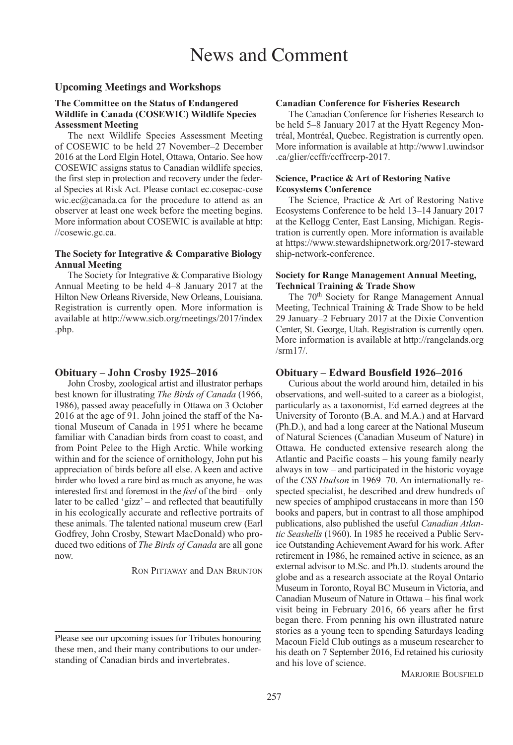# News and Comment

## Upcoming Meetings and Workshops

### The Committee on the Status of Endangered Wildlife in Canada (COSEWIC) Wildlife Species Assessment Meeting

The next Wildlife Species Assessment Meeting of COSEWIC to be held 27 November–2 December 2016 at the Lord Elgin Hotel, Ottawa, Ontario. See how COSEWIC assigns status to Canadian wildlife species, the first step in protection and recovery under the federal Species at Risk Act. Please contact ec.cosepac-cosewic.ec@canada.ca for the procedure to attend as an observer at least one week before the meeting begins. More information about COSEWIC is available at http://cosewic.gc.ca.

### The Society for Integrative & Comparative Biology Annual Meeting

The Society for Integrative & Comparative Biology Annual Meeting to be held 4–8 January 2017 at the Hilton New Orleans Riverside, New Orleans, Louisiana. Registration is currently open. More information is available at http://www.sicb.org/meetings/2017/index.php.

### Canadian Conference for Fisheries Research

The Canadian Conference for Fisheries Research to be held 5–8 January 2017 at the Hyatt Regency Montréal, Montréal, Quebec. Registration is currently open. More information is available at http://www1.uwindsor.ca/glier/ccffr/ccffrccrp-2017.

### Science, Practice & Art of Restoring Native Ecosystems Conference

The Science, Practice & Art of Restoring Native Ecosystems Conference to be held 13–14 January 2017 at the Kellogg Center, East Lansing, Michigan. Registration is currently open. More information is available at https://www.stewardshipnetwork.org/2017-stewardship-network-conference.

### Society for Range Management Annual Meeting, Technical Training & Trade Show

The 70th Society for Range Management Annual Meeting, Technical Training & Trade Show to be held 29 January–2 February 2017 at the Dixie Convention Center, St. George, Utah. Registration is currently open. More information is available at http://rangelands.org/srm17/.

## Obituary – John Crosby 1925–2016

John Crosby, zoological artist and illustrator perhaps best known for illustrating *The Birds of Canada* (1966, 1986), passed away peacefully in Ottawa on 3 October 2016 at the age of 91. John joined the staff of the National Museum of Canada in 1951 where he became familiar with Canadian birds from coast to coast, and from Point Pelee to the High Arctic. While working within and for the science of ornithology, John put his appreciation of birds before all else. A keen and active birder who loved a rare bird as much as anyone, he was interested first and foremost in the *feel* of the bird – only later to be called 'gizz' – and reflected that beautifully in his ecologically accurate and reflective portraits of these animals. The talented national museum crew (Earl Godfrey, John Crosby, Stewart MacDonald) who produced two editions of *The Birds of Canada* are all gone now.

Ron Pittaway and Dan Brunton

## Obituary – Edward Bousfield 1926–2016

Curious about the world around him, detailed in his observations, and well-suited to a career as a biologist, particularly as a taxonomist, Ed earned degrees at the University of Toronto (B.A. and M.A.) and at Harvard (Ph.D.), and had a long career at the National Museum of Natural Sciences (Canadian Museum of Nature) in Ottawa. He conducted extensive research along the Atlantic and Pacific coasts – his young family nearly always in tow – and participated in the historic voyage of the *CSS Hudson* in 1969–70. An internationally respected specialist, he described and drew hundreds of new species of amphipod crustaceans in more than 150 books and papers, but in contrast to all those amphipod publications, also published the useful *Canadian Atlantic Seashells* (1960). In 1985 he received a Public Service Outstanding Achievement Award for his work. After retirement in 1986, he remained active in science, as an external advisor to M.Sc. and Ph.D. students around the globe and as a research associate at the Royal Ontario Museum in Toronto, Royal BC Museum in Victoria, and Canadian Museum of Nature in Ottawa – his final work visit being in February 2016, 66 years after he first began there. From penning his own illustrated nature stories as a young teen to spending Saturdays leading Macoun Field Club outings as a museum researcher to his death on 7 September 2016, Ed retained his curiosity and his love of science.

Marjorie Bousfield

---

Please see our upcoming issues for Tributes honouring these men, and their many contributions to our understanding of Canadian birds and invertebrates.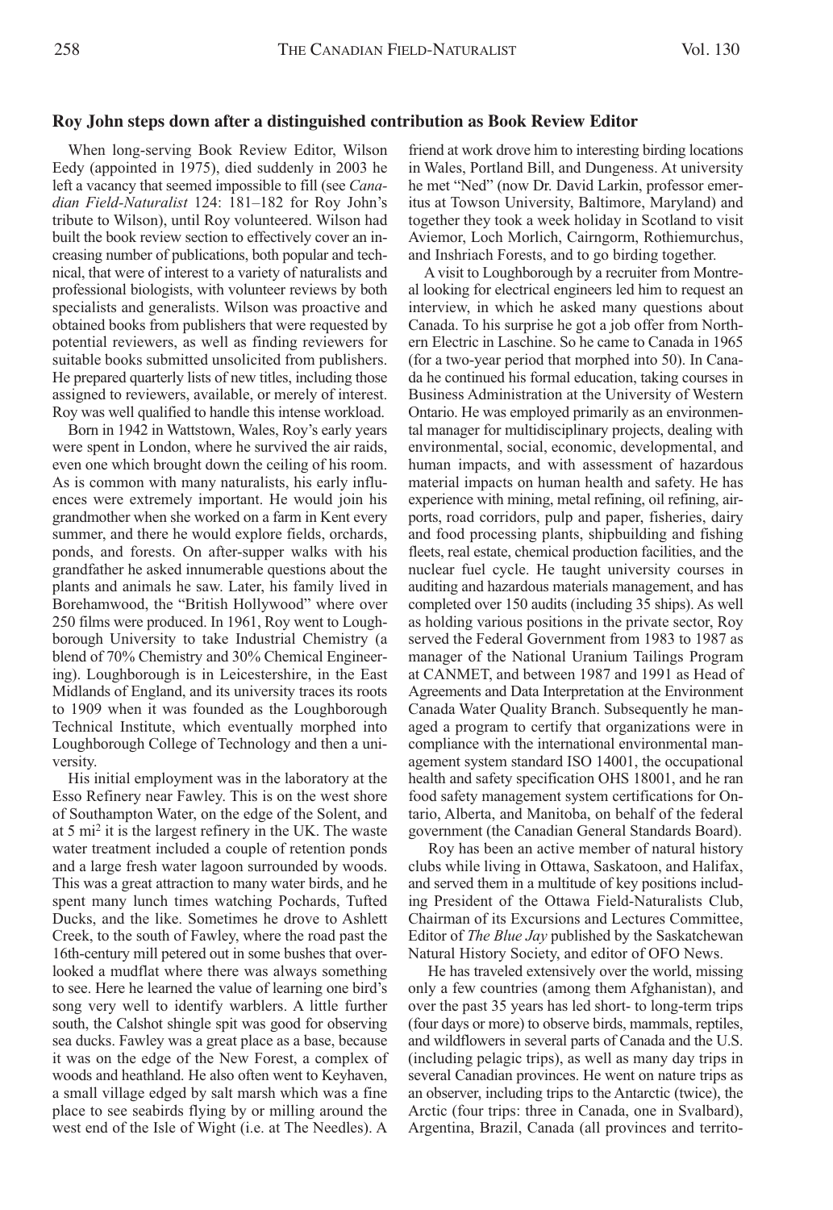### Roy John steps down after a distinguished contribution as Book Review Editor

When long-serving Book Review Editor, Wilson Eedy (appointed in 1975), died suddenly in 2003 he left a vacancy that seemed impossible to fill (see *Canadian Field-Naturalist* 124: 181–182 for Roy John's tribute to Wilson), until Roy volunteered. Wilson had built the book review section to effectively cover an increasing number of publications, both popular and technical, that were of interest to a variety of naturalists and professional biologists, with volunteer reviews by both specialists and generalists. Wilson was proactive and obtained books from publishers that were requested by potential reviewers, as well as finding reviewers for suitable books submitted unsolicited from publishers. He prepared quarterly lists of new titles, including those assigned to reviewers, available, or merely of interest. Roy was well qualified to handle this intense workload.

Born in 1942 in Wattstown, Wales, Roy's early years were spent in London, where he survived the air raids, even one which brought down the ceiling of his room. As is common with many naturalists, his early influences were extremely important. He would join his grandmother when she worked on a farm in Kent every summer, and there he would explore fields, orchards, ponds, and forests. On after-supper walks with his grandfather he asked innumerable questions about the plants and animals he saw. Later, his family lived in Borehamwood, the "British Hollywood" where over 250 films were produced. In 1961, Roy went to Loughborough University to take Industrial Chemistry (a blend of 70% Chemistry and 30% Chemical Engineering). Loughborough is in Leicestershire, in the East Midlands of England, and its university traces its roots to 1909 when it was founded as the Loughborough Technical Institute, which eventually morphed into Loughborough College of Technology and then a university.

His initial employment was in the laboratory at the Esso Refinery near Fawley. This is on the west shore of Southampton Water, on the edge of the Solent, and at 5 mi$^2$ it is the largest refinery in the UK. The waste water treatment included a couple of retention ponds and a large fresh water lagoon surrounded by woods. This was a great attraction to many water birds, and he spent many lunch times watching Pochards, Tufted Ducks, and the like. Sometimes he drove to Ashlett Creek, to the south of Fawley, where the road past the 16th-century mill petered out in some bushes that overlooked a mudflat where there was always something to see. Here he learned the value of learning one bird's song very well to identify warblers. A little further south, the Calshot shingle spit was good for observing sea ducks. Fawley was a great place as a base, because it was on the edge of the New Forest, a complex of woods and heathland. He also often went to Keyhaven, a small village edged by salt marsh which was a fine place to see seabirds flying by or milling around the west end of the Isle of Wight (i.e. at The Needles). A friend at work drove him to interesting birding locations in Wales, Portland Bill, and Dungeness. At university he met "Ned" (now Dr. David Larkin, professor emeritus at Towson University, Baltimore, Maryland) and together they took a week holiday in Scotland to visit Aviemor, Loch Morlich, Cairngorm, Rothiemurchus, and Inshriach Forests, and to go birding together.

A visit to Loughborough by a recruiter from Montreal looking for electrical engineers led him to request an interview, in which he asked many questions about Canada. To his surprise he got a job offer from Northern Electric in Laschine. So he came to Canada in 1965 (for a two-year period that morphed into 50). In Canada he continued his formal education, taking courses in Business Administration at the University of Western Ontario. He was employed primarily as an environmental manager for multidisciplinary projects, dealing with environmental, social, economic, developmental, and human impacts, and with assessment of hazardous material impacts on human health and safety. He has experience with mining, metal refining, oil refining, airports, road corridors, pulp and paper, fisheries, dairy and food processing plants, shipbuilding and fishing fleets, real estate, chemical production facilities, and the nuclear fuel cycle. He taught university courses in auditing and hazardous materials management, and has completed over 150 audits (including 35 ships). As well as holding various positions in the private sector, Roy served the Federal Government from 1983 to 1987 as manager of the National Uranium Tailings Program at CANMET, and between 1987 and 1991 as Head of Agreements and Data Interpretation at the Environment Canada Water Quality Branch. Subsequently he managed a program to certify that organizations were in compliance with the international environmental management system standard ISO 14001, the occupational health and safety specification OHS 18001, and he ran food safety management system certifications for Ontario, Alberta, and Manitoba, on behalf of the federal government (the Canadian General Standards Board).

Roy has been an active member of natural history clubs while living in Ottawa, Saskatoon, and Halifax, and served them in a multitude of key positions including President of the Ottawa Field-Naturalists Club, Chairman of its Excursions and Lectures Committee, Editor of *The Blue Jay* published by the Saskatchewan Natural History Society, and editor of OFO News.

He has traveled extensively over the world, missing only a few countries (among them Afghanistan), and over the past 35 years has led short- to long-term trips (four days or more) to observe birds, mammals, reptiles, and wildflowers in several parts of Canada and the U.S. (including pelagic trips), as well as many day trips in several Canadian provinces. He went on nature trips as an observer, including trips to the Antarctic (twice), the Arctic (four trips: three in Canada, one in Svalbard), Argentina, Brazil, Canada (all provinces and territo-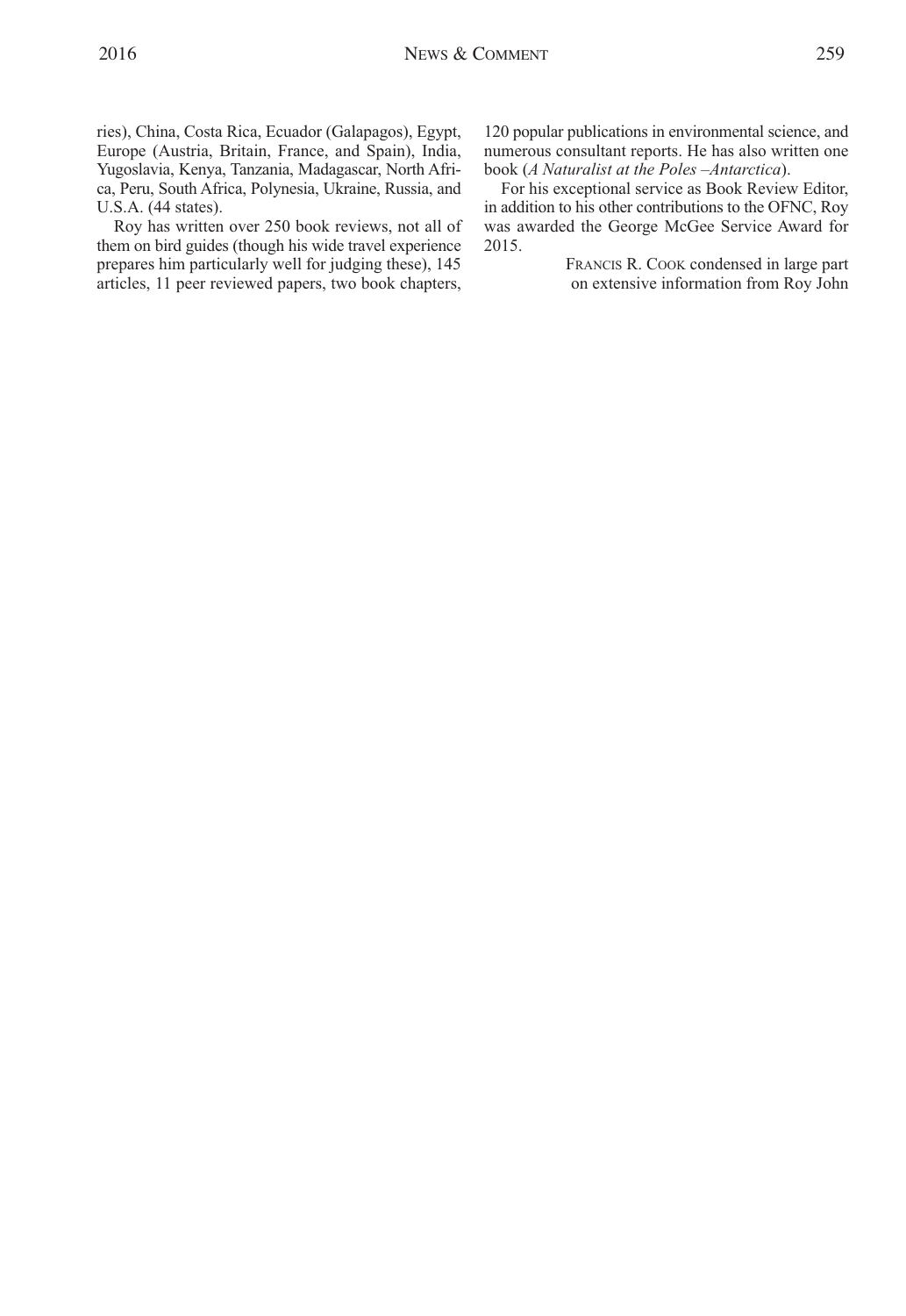ries), China, Costa Rica, Ecuador (Galapagos), Egypt, Europe (Austria, Britain, France, and Spain), India, Yugoslavia, Kenya, Tanzania, Madagascar, North Africa, Peru, South Africa, Polynesia, Ukraine, Russia, and U.S.A. (44 states).

Roy has written over 250 book reviews, not all of them on bird guides (though his wide travel experience prepares him particularly well for judging these), 145 articles, 11 peer reviewed papers, two book chapters, 120 popular publications in environmental science, and numerous consultant reports. He has also written one book (*A Naturalist at the Poles –Antarctica*).

For his exceptional service as Book Review Editor, in addition to his other contributions to the OFNC, Roy was awarded the George McGee Service Award for 2015.

FRANCIS R. COOK condensed in large part on extensive information from Roy John